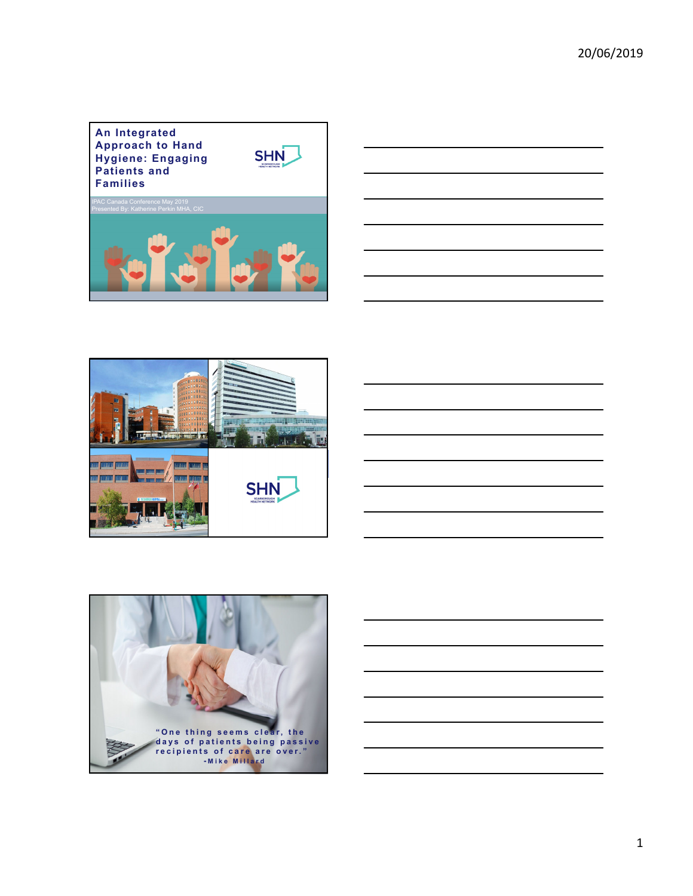# An Integrated Approach to Hand Hygiene: Engaging Patients and Families

SHN SCARBOROUGH HEALTH NETWORK

IPAC Canada Conference May 2019
Presented By: Katherine Perkin MHA, CIC

SHN SCARBOROUGH HEALTH NETWORK

"One thing seems clear, the days of patients being passive recipients of care are over."
-Mike Millard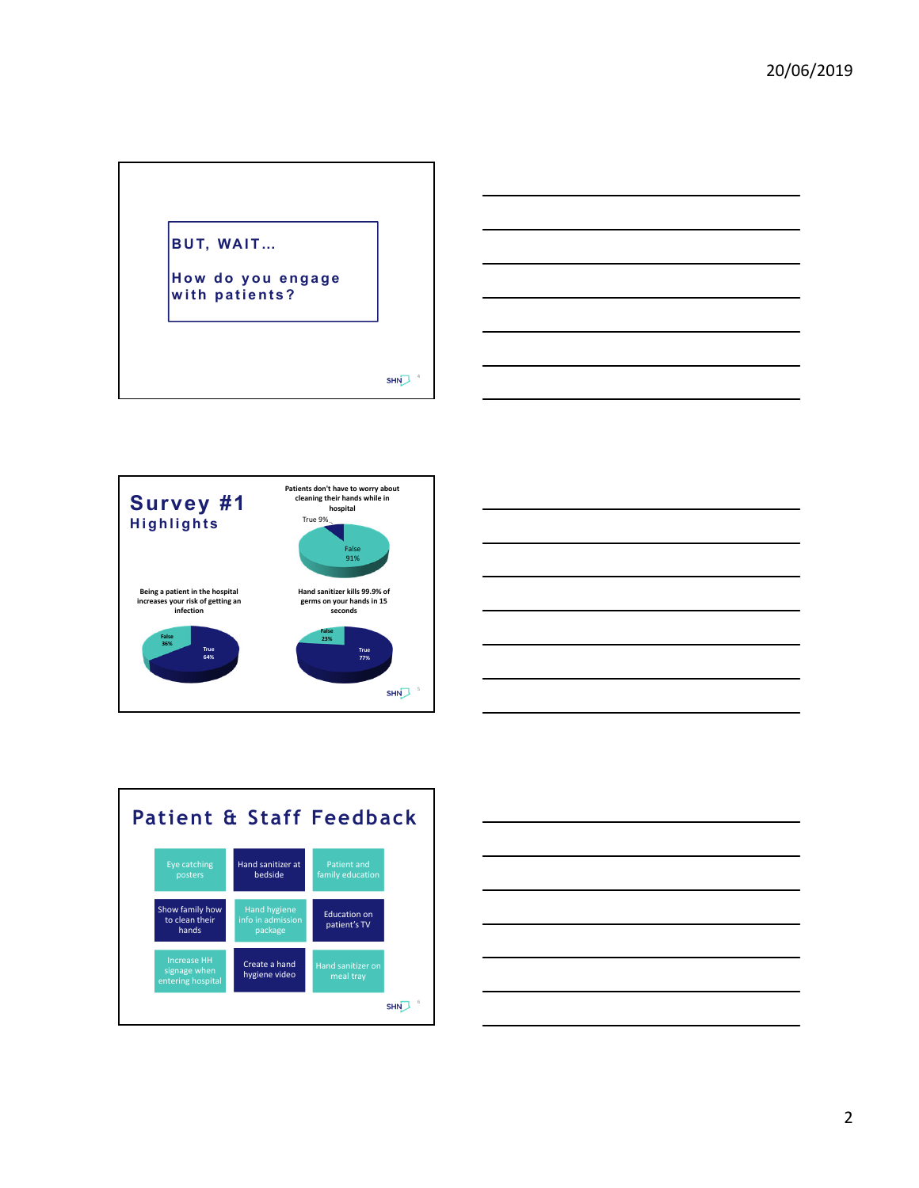## BUT, WAIT…

**How do you engage with patients?**

---

## Survey #1

### Highlights

**Patients don't have to worry about cleaning their hands while in hospital**

- True 9%
- False 91%

**Being a patient in the hospital increases your risk of getting an infection**

- False 36%
- True 64%

**Hand sanitizer kills 99.9% of germs on your hands in 15 seconds**

- False 23%
- True 77%

---

## Patient & Staff Feedback

| | | |
|---|---|---|
| Eye catching posters | Hand sanitizer at bedside | Patient and family education |
| Show family how to clean their hands | Hand hygiene info in admission package | Education on patient's TV |
| Increase HH signage when entering hospital | Create a hand hygiene video | Hand sanitizer on meal tray |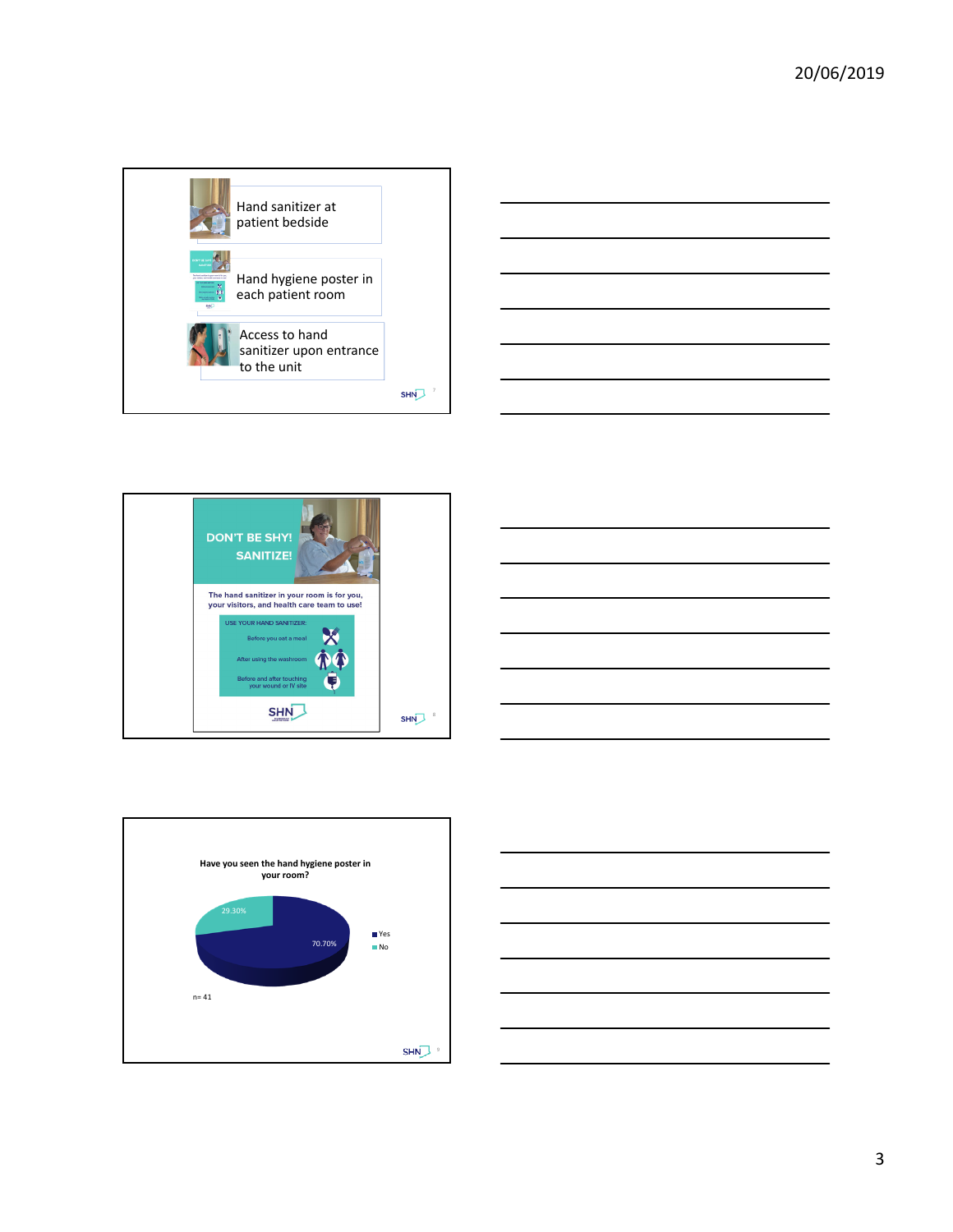Hand sanitizer at patient bedside

Hand hygiene poster in each patient room

Access to hand sanitizer upon entrance to the unit

DON'T BE SHY! SANITIZE!

The hand sanitizer in your room is for you, your visitors, and health care team to use!

USE YOUR HAND SANITIZER:

- Before you eat a meal
- After using the washroom
- Before and after touching your wound or IV site

**Have you seen the hand hygiene poster in your room?**

| Response | Percentage |
|---|---|
| Yes | 70.70% |
| No | 29.30% |

n= 41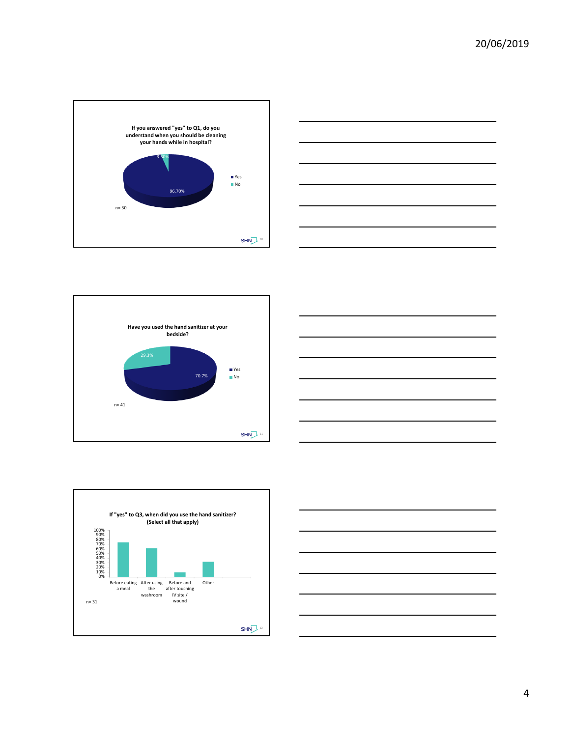**If you answered "yes" to Q1, do you understand when you should be cleaning your hands while in hospital?**

- Yes: 96.70%
- No: 3.30%

n= 30

**Have you used the hand sanitizer at your bedside?**

- Yes: 70.7%
- No: 29.3%

n= 41

**If "yes" to Q3, when did you use the hand sanitizer? (Select all that apply)**

Categories: Before eating a meal; After using the washroom; Before and after touching IV site / wound; Other

n= 31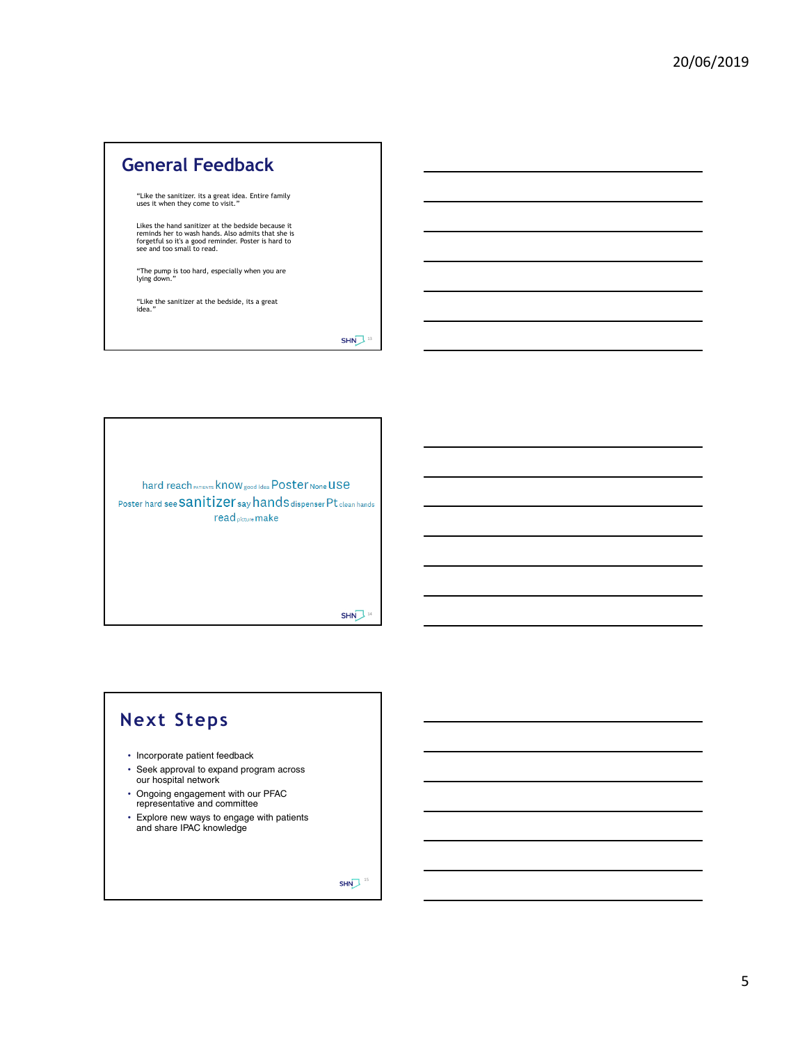## General Feedback

"Like the sanitizer. its a great idea. Entire family uses it when they come to visit."

Likes the hand sanitizer at the bedside because it reminds her to wash hands. Also admits that she is forgetful so it's a good reminder. Poster is hard to see and too small to read.

"The pump is too hard, especially when you are lying down."

"Like the sanitizer at the bedside, its a great idea."

hard reach PATIENTS know good idea Poster None use Poster hard see sanitizer say hands dispenser Pt clean hands read picture make

## Next Steps

- Incorporate patient feedback
- Seek approval to expand program across our hospital network
- Ongoing engagement with our PFAC representative and committee
- Explore new ways to engage with patients and share IPAC knowledge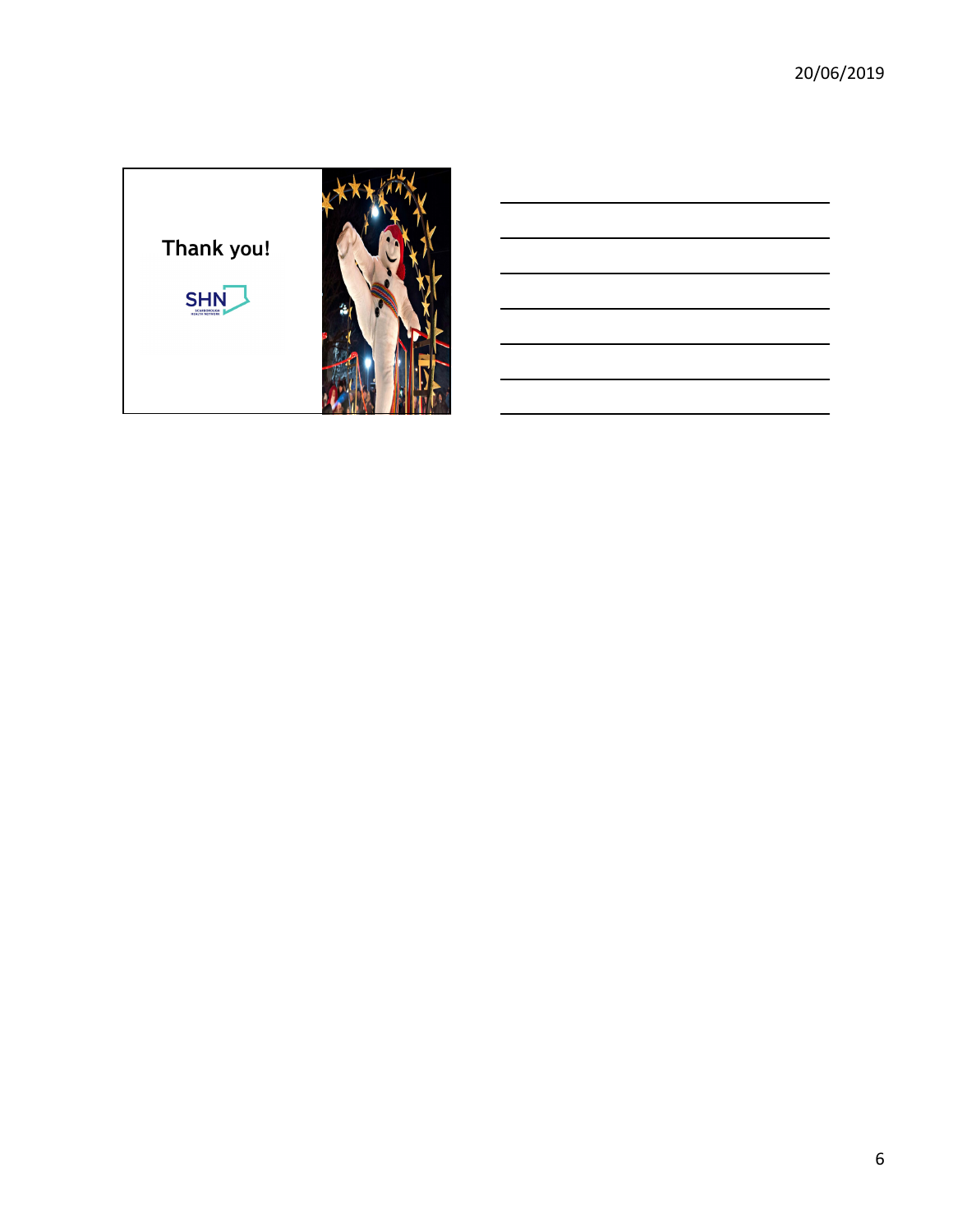Thank you!

SHN

SCARBOROUGH HEALTH NETWORK